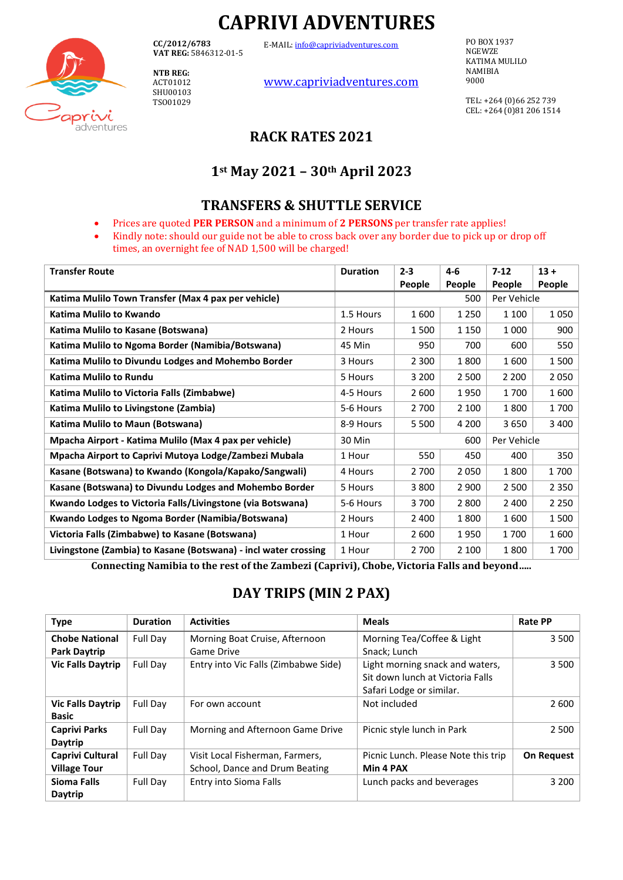# CAPRIVI ADVENTURES

**CC/2012/6783**
**VAT REG:** 5846312-01-5

**NTB REG:**
ACT01012
SHU00103
TS001029

E-MAIL: info@capriviadventures.com

www.capriviadventures.com

PO BOX 1937
NGWEZE
KATIMA MULILO
NAMIBIA
9000

TEL: +264 (0)66 252 739
CEL: +264 (0)81 206 1514

## RACK RATES 2021

## 1st May 2021 – 30th April 2023

## TRANSFERS & SHUTTLE SERVICE

- Prices are quoted **PER PERSON** and a minimum of **2 PERSONS** per transfer rate applies!
- Kindly note: should our guide not be able to cross back over any border due to pick up or drop off times, an overnight fee of NAD 1,500 will be charged!

| Transfer Route | Duration | 2-3 People | 4-6 People | 7-12 People | 13 + People |
|---|---|---|---|---|---|
| **Katima Mulilo Town Transfer (Max 4 pax per vehicle)** | | | 500 | Per Vehicle | |
| **Katima Mulilo to Kwando** | 1.5 Hours | 1 600 | 1 250 | 1 100 | 1 050 |
| **Katima Mulilo to Kasane (Botswana)** | 2 Hours | 1 500 | 1 150 | 1 000 | 900 |
| **Katima Mulilo to Ngoma Border (Namibia/Botswana)** | 45 Min | 950 | 700 | 600 | 550 |
| **Katima Mulilo to Divundu Lodges and Mohembo Border** | 3 Hours | 2 300 | 1 800 | 1 600 | 1 500 |
| **Katima Mulilo to Rundu** | 5 Hours | 3 200 | 2 500 | 2 200 | 2 050 |
| **Katima Mulilo to Victoria Falls (Zimbabwe)** | 4-5 Hours | 2 600 | 1 950 | 1 700 | 1 600 |
| **Katima Mulilo to Livingstone (Zambia)** | 5-6 Hours | 2 700 | 2 100 | 1 800 | 1 700 |
| **Katima Mulilo to Maun (Botswana)** | 8-9 Hours | 5 500 | 4 200 | 3 650 | 3 400 |
| **Mpacha Airport - Katima Mulilo (Max 4 pax per vehicle)** | 30 Min | | 600 | Per Vehicle | |
| **Mpacha Airport to Caprivi Mutoya Lodge/Zambezi Mubala** | 1 Hour | 550 | 450 | 400 | 350 |
| **Kasane (Botswana) to Kwando (Kongola/Kapako/Sangwali)** | 4 Hours | 2 700 | 2 050 | 1 800 | 1 700 |
| **Kasane (Botswana) to Divundu Lodges and Mohembo Border** | 5 Hours | 3 800 | 2 900 | 2 500 | 2 350 |
| **Kwando Lodges to Victoria Falls/Livingstone (via Botswana)** | 5-6 Hours | 3 700 | 2 800 | 2 400 | 2 250 |
| **Kwando Lodges to Ngoma Border (Namibia/Botswana)** | 2 Hours | 2 400 | 1 800 | 1 600 | 1 500 |
| **Victoria Falls (Zimbabwe) to Kasane (Botswana)** | 1 Hour | 2 600 | 1 950 | 1 700 | 1 600 |
| **Livingstone (Zambia) to Kasane (Botswana) - incl water crossing** | 1 Hour | 2 700 | 2 100 | 1 800 | 1 700 |

**Connecting Namibia to the rest of the Zambezi (Caprivi), Chobe, Victoria Falls and beyond…..**

## DAY TRIPS (MIN 2 PAX)

| Type | Duration | Activities | Meals | Rate PP |
|---|---|---|---|---|
| **Chobe National Park Daytrip** | Full Day | Morning Boat Cruise, Afternoon Game Drive | Morning Tea/Coffee & Light Snack; Lunch | 3 500 |
| **Vic Falls Daytrip** | Full Day | Entry into Vic Falls (Zimbabwe Side) | Light morning snack and waters, Sit down lunch at Victoria Falls Safari Lodge or similar. | 3 500 |
| **Vic Falls Daytrip Basic** | Full Day | For own account | Not included | 2 600 |
| **Caprivi Parks Daytrip** | Full Day | Morning and Afternoon Game Drive | Picnic style lunch in Park | 2 500 |
| **Caprivi Cultural Village Tour** | Full Day | Visit Local Fisherman, Farmers, School, Dance and Drum Beating | Picnic Lunch. Please Note this trip **Min 4 PAX** | **On Request** |
| **Sioma Falls Daytrip** | Full Day | Entry into Sioma Falls | Lunch packs and beverages | 3 200 |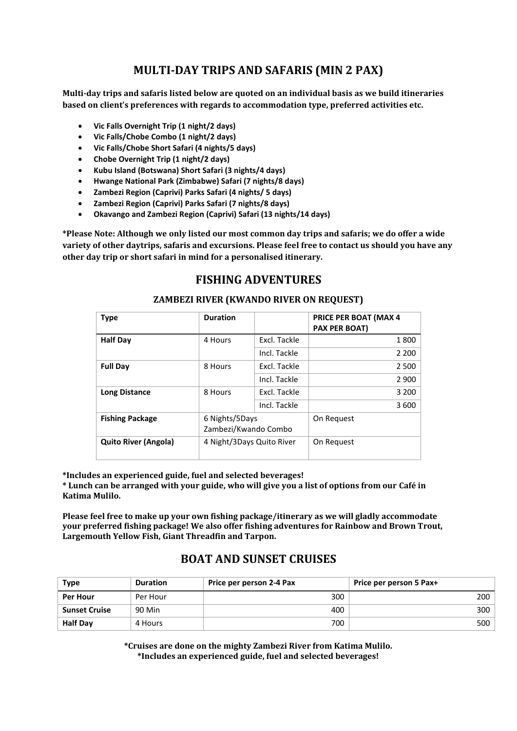# MULTI-DAY TRIPS AND SAFARIS (MIN 2 PAX)

**Multi-day trips and safaris listed below are quoted on an individual basis as we build itineraries based on client's preferences with regards to accommodation type, preferred activities etc.**

- **Vic Falls Overnight Trip (1 night/2 days)**
- **Vic Falls/Chobe Combo (1 night/2 days)**
- **Vic Falls/Chobe Short Safari (4 nights/5 days)**
- **Chobe Overnight Trip (1 night/2 days)**
- **Kubu Island (Botswana) Short Safari (3 nights/4 days)**
- **Hwange National Park (Zimbabwe) Safari (7 nights/8 days)**
- **Zambezi Region (Caprivi) Parks Safari (4 nights/ 5 days)**
- **Zambezi Region (Caprivi) Parks Safari (7 nights/8 days)**
- **Okavango and Zambezi Region (Caprivi) Safari (13 nights/14 days)**

***Please Note: Although we only listed our most common day trips and safaris; we do offer a wide variety of other daytrips, safaris and excursions. Please feel free to contact us should you have any other day trip or short safari in mind for a personalised itinerary.**

## FISHING ADVENTURES

### ZAMBEZI RIVER (KWANDO RIVER ON REQUEST)

| Type | Duration | | PRICE PER BOAT (MAX 4 PAX PER BOAT) |
|---|---|---|---|
| **Half Day** | 4 Hours | Excl. Tackle | 1 800 |
| | | Incl. Tackle | 2 200 |
| **Full Day** | 8 Hours | Excl. Tackle | 2 500 |
| | | Incl. Tackle | 2 900 |
| **Long Distance** | 8 Hours | Excl. Tackle | 3 200 |
| | | Incl. Tackle | 3 600 |
| **Fishing Package** | 6 Nights/5Days Zambezi/Kwando Combo | | On Request |
| **Quito River (Angola)** | 4 Night/3Days Quito River | | On Request |

***Includes an experienced guide, fuel and selected beverages!**
*** Lunch can be arranged with your guide, who will give you a list of options from our Café in Katima Mulilo.**

**Please feel free to make up your own fishing package/itinerary as we will gladly accommodate your preferred fishing package! We also offer fishing adventures for Rainbow and Brown Trout, Largemouth Yellow Fish, Giant Threadfin and Tarpon.**

## BOAT AND SUNSET CRUISES

| Type | Duration | Price per person 2-4 Pax | Price per person 5 Pax+ |
|---|---|---|---|
| **Per Hour** | Per Hour | 300 | 200 |
| **Sunset Cruise** | 90 Min | 400 | 300 |
| **Half Day** | 4 Hours | 700 | 500 |

***Cruises are done on the mighty Zambezi River from Katima Mulilo.**
***Includes an experienced guide, fuel and selected beverages!**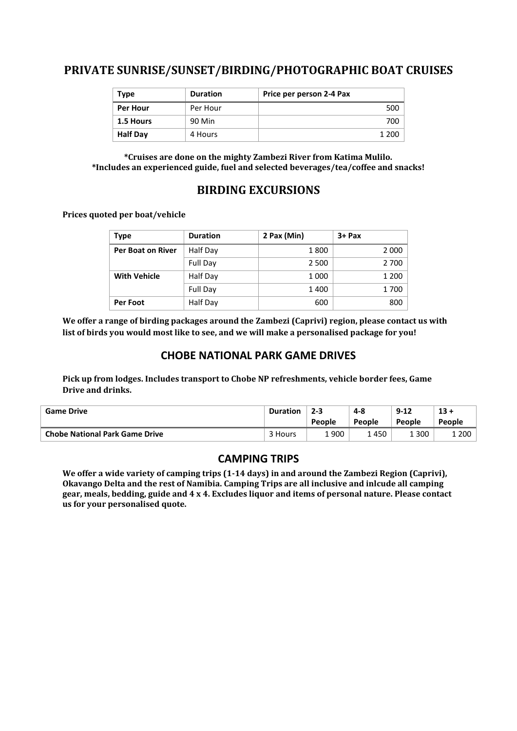## PRIVATE SUNRISE/SUNSET/BIRDING/PHOTOGRAPHIC BOAT CRUISES

| Type | Duration | Price per person 2-4 Pax |
|---|---|---|
| **Per Hour** | Per Hour | 500 |
| **1.5 Hours** | 90 Min | 700 |
| **Half Day** | 4 Hours | 1 200 |

**\*Cruises are done on the mighty Zambezi River from Katima Mulilo.**
**\*Includes an experienced guide, fuel and selected beverages/tea/coffee and snacks!**

## BIRDING EXCURSIONS

**Prices quoted per boat/vehicle**

| Type | Duration | 2 Pax (Min) | 3+ Pax |
|---|---|---|---|
| **Per Boat on River** | Half Day | 1 800 | 2 000 |
| | Full Day | 2 500 | 2 700 |
| **With Vehicle** | Half Day | 1 000 | 1 200 |
| | Full Day | 1 400 | 1 700 |
| **Per Foot** | Half Day | 600 | 800 |

**We offer a range of birding packages around the Zambezi (Caprivi) region, please contact us with list of birds you would most like to see, and we will make a personalised package for you!**

## CHOBE NATIONAL PARK GAME DRIVES

**Pick up from lodges. Includes transport to Chobe NP refreshments, vehicle border fees, Game Drive and drinks.**

| Game Drive | Duration | 2-3 People | 4-8 People | 9-12 People | 13 + People |
|---|---|---|---|---|---|
| **Chobe National Park Game Drive** | 3 Hours | 1 900 | 1 450 | 1 300 | 1 200 |

## CAMPING TRIPS

**We offer a wide variety of camping trips (1-14 days) in and around the Zambezi Region (Caprivi), Okavango Delta and the rest of Namibia. Camping Trips are all inclusive and inlcude all camping gear, meals, bedding, guide and 4 x 4. Excludes liquor and items of personal nature. Please contact us for your personalised quote.**